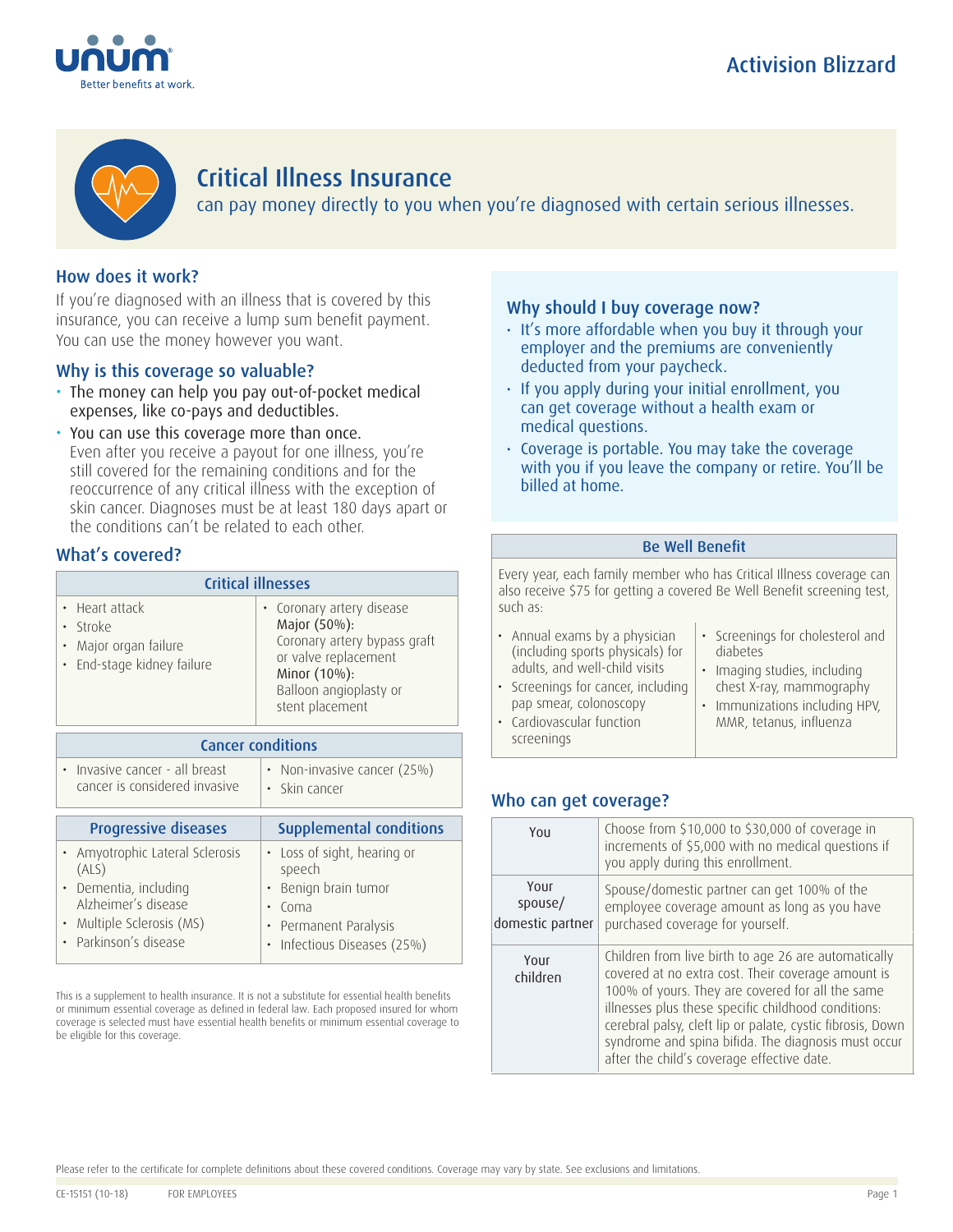Activision Blizzard

# Critical Illness Insurance

can pay money directly to you when you're diagnosed with certain serious illnesses.

## How does it work?

If you're diagnosed with an illness that is covered by this insurance, you can receive a lump sum benefit payment. You can use the money however you want.

## Why is this coverage so valuable?

- The money can help you pay out-of-pocket medical expenses, like co-pays and deductibles.
- You can use this coverage more than once.
  Even after you receive a payout for one illness, you're still covered for the remaining conditions and for the reoccurrence of any critical illness with the exception of skin cancer. Diagnoses must be at least 180 days apart or the conditions can't be related to each other.

## What's covered?

| Critical illnesses | |
|---|---|
| • Heart attack<br>• Stroke<br>• Major organ failure<br>• End-stage kidney failure | • Coronary artery disease<br>Major (50%):<br>Coronary artery bypass graft or valve replacement<br>Minor (10%):<br>Balloon angioplasty or stent placement |

| Cancer conditions | |
|---|---|
| • Invasive cancer - all breast cancer is considered invasive | • Non-invasive cancer (25%)<br>• Skin cancer |

| Progressive diseases | Supplemental conditions |
|---|---|
| • Amyotrophic Lateral Sclerosis (ALS)<br>• Dementia, including Alzheimer's disease<br>• Multiple Sclerosis (MS)<br>• Parkinson's disease | • Loss of sight, hearing or speech<br>• Benign brain tumor<br>• Coma<br>• Permanent Paralysis<br>• Infectious Diseases (25%) |

This is a supplement to health insurance. It is not a substitute for essential health benefits or minimum essential coverage as defined in federal law. Each proposed insured for whom coverage is selected must have essential health benefits or minimum essential coverage to be eligible for this coverage.

## Why should I buy coverage now?

- It's more affordable when you buy it through your employer and the premiums are conveniently deducted from your paycheck.
- If you apply during your initial enrollment, you can get coverage without a health exam or medical questions.
- Coverage is portable. You may take the coverage with you if you leave the company or retire. You'll be billed at home.

## Be Well Benefit

Every year, each family member who has Critical Illness coverage can also receive $75 for getting a covered Be Well Benefit screening test, such as:

- Annual exams by a physician (including sports physicals) for adults, and well-child visits
- Screenings for cancer, including pap smear, colonoscopy
- Cardiovascular function screenings
- Screenings for cholesterol and diabetes
- Imaging studies, including chest X-ray, mammography
- Immunizations including HPV, MMR, tetanus, influenza

## Who can get coverage?

| | |
|---|---|
| You | Choose from $10,000 to $30,000 of coverage in increments of $5,000 with no medical questions if you apply during this enrollment. |
| Your spouse/ domestic partner | Spouse/domestic partner can get 100% of the employee coverage amount as long as you have purchased coverage for yourself. |
| Your children | Children from live birth to age 26 are automatically covered at no extra cost. Their coverage amount is 100% of yours. They are covered for all the same illnesses plus these specific childhood conditions: cerebral palsy, cleft lip or palate, cystic fibrosis, Down syndrome and spina bifida. The diagnosis must occur after the child's coverage effective date. |

Please refer to the certificate for complete definitions about these covered conditions. Coverage may vary by state. See exclusions and limitations.

CE-15151 (10-18) FOR EMPLOYEES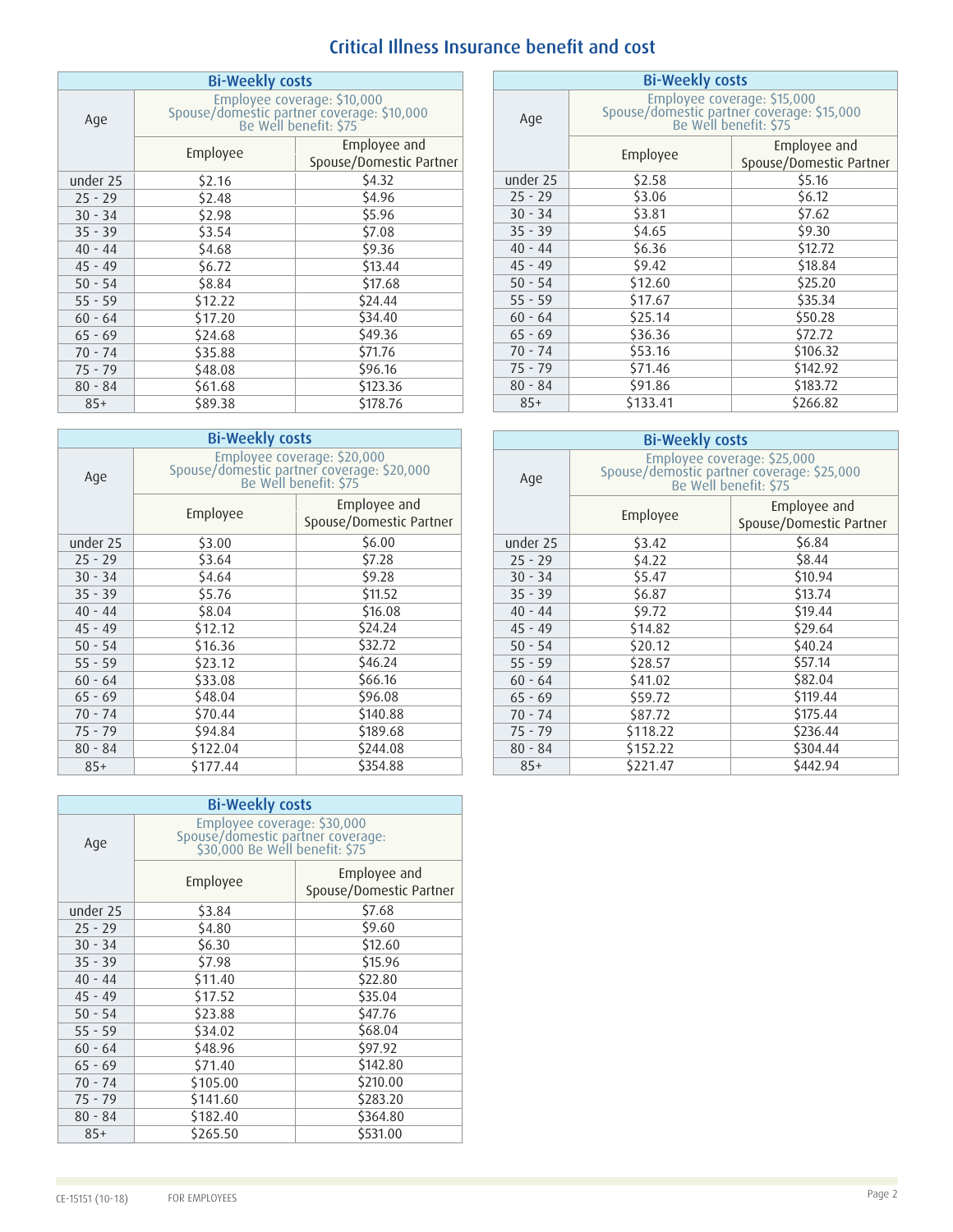# Critical Illness Insurance benefit and cost

| Bi-Weekly costs | | |
|---|---|---|
| Age | Employee coverage: $10,000 Spouse/domestic partner coverage: $10,000 Be Well benefit: $75 | |
| | Employee | Employee and Spouse/Domestic Partner |
| under 25 | $2.16 | $4.32 |
| 25 - 29 | $2.48 | $4.96 |
| 30 - 34 | $2.98 | $5.96 |
| 35 - 39 | $3.54 | $7.08 |
| 40 - 44 | $4.68 | $9.36 |
| 45 - 49 | $6.72 | $13.44 |
| 50 - 54 | $8.84 | $17.68 |
| 55 - 59 | $12.22 | $24.44 |
| 60 - 64 | $17.20 | $34.40 |
| 65 - 69 | $24.68 | $49.36 |
| 70 - 74 | $35.88 | $71.76 |
| 75 - 79 | $48.08 | $96.16 |
| 80 - 84 | $61.68 | $123.36 |
| 85+ | $89.38 | $178.76 |

| Bi-Weekly costs | | |
|---|---|---|
| Age | Employee coverage: $15,000 Spouse/domestic partner coverage: $15,000 Be Well benefit: $75 | |
| | Employee | Employee and Spouse/Domestic Partner |
| under 25 | $2.58 | $5.16 |
| 25 - 29 | $3.06 | $6.12 |
| 30 - 34 | $3.81 | $7.62 |
| 35 - 39 | $4.65 | $9.30 |
| 40 - 44 | $6.36 | $12.72 |
| 45 - 49 | $9.42 | $18.84 |
| 50 - 54 | $12.60 | $25.20 |
| 55 - 59 | $17.67 | $35.34 |
| 60 - 64 | $25.14 | $50.28 |
| 65 - 69 | $36.36 | $72.72 |
| 70 - 74 | $53.16 | $106.32 |
| 75 - 79 | $71.46 | $142.92 |
| 80 - 84 | $91.86 | $183.72 |
| 85+ | $133.41 | $266.82 |

| Bi-Weekly costs | | |
|---|---|---|
| Age | Employee coverage: $20,000 Spouse/domestic partner coverage: $20,000 Be Well benefit: $75 | |
| | Employee | Employee and Spouse/Domestic Partner |
| under 25 | $3.00 | $6.00 |
| 25 - 29 | $3.64 | $7.28 |
| 30 - 34 | $4.64 | $9.28 |
| 35 - 39 | $5.76 | $11.52 |
| 40 - 44 | $8.04 | $16.08 |
| 45 - 49 | $12.12 | $24.24 |
| 50 - 54 | $16.36 | $32.72 |
| 55 - 59 | $23.12 | $46.24 |
| 60 - 64 | $33.08 | $66.16 |
| 65 - 69 | $48.04 | $96.08 |
| 70 - 74 | $70.44 | $140.88 |
| 75 - 79 | $94.84 | $189.68 |
| 80 - 84 | $122.04 | $244.08 |
| 85+ | $177.44 | $354.88 |

| Bi-Weekly costs | | |
|---|---|---|
| Age | Employee coverage: $25,000 Spouse/demostic partner coverage: $25,000 Be Well benefit: $75 | |
| | Employee | Employee and Spouse/Domestic Partner |
| under 25 | $3.42 | $6.84 |
| 25 - 29 | $4.22 | $8.44 |
| 30 - 34 | $5.47 | $10.94 |
| 35 - 39 | $6.87 | $13.74 |
| 40 - 44 | $9.72 | $19.44 |
| 45 - 49 | $14.82 | $29.64 |
| 50 - 54 | $20.12 | $40.24 |
| 55 - 59 | $28.57 | $57.14 |
| 60 - 64 | $41.02 | $82.04 |
| 65 - 69 | $59.72 | $119.44 |
| 70 - 74 | $87.72 | $175.44 |
| 75 - 79 | $118.22 | $236.44 |
| 80 - 84 | $152.22 | $304.44 |
| 85+ | $221.47 | $442.94 |

| Bi-Weekly costs | | |
|---|---|---|
| Age | Employee coverage: $30,000 Spouse/domestic partner coverage: $30,000 Be Well benefit: $75 | |
| | Employee | Employee and Spouse/Domestic Partner |
| under 25 | $3.84 | $7.68 |
| 25 - 29 | $4.80 | $9.60 |
| 30 - 34 | $6.30 | $12.60 |
| 35 - 39 | $7.98 | $15.96 |
| 40 - 44 | $11.40 | $22.80 |
| 45 - 49 | $17.52 | $35.04 |
| 50 - 54 | $23.88 | $47.76 |
| 55 - 59 | $34.02 | $68.04 |
| 60 - 64 | $48.96 | $97.92 |
| 65 - 69 | $71.40 | $142.80 |
| 70 - 74 | $105.00 | $210.00 |
| 75 - 79 | $141.60 | $283.20 |
| 80 - 84 | $182.40 | $364.80 |
| 85+ | $265.50 | $531.00 |

CE-15151 (10-18) FOR EMPLOYEES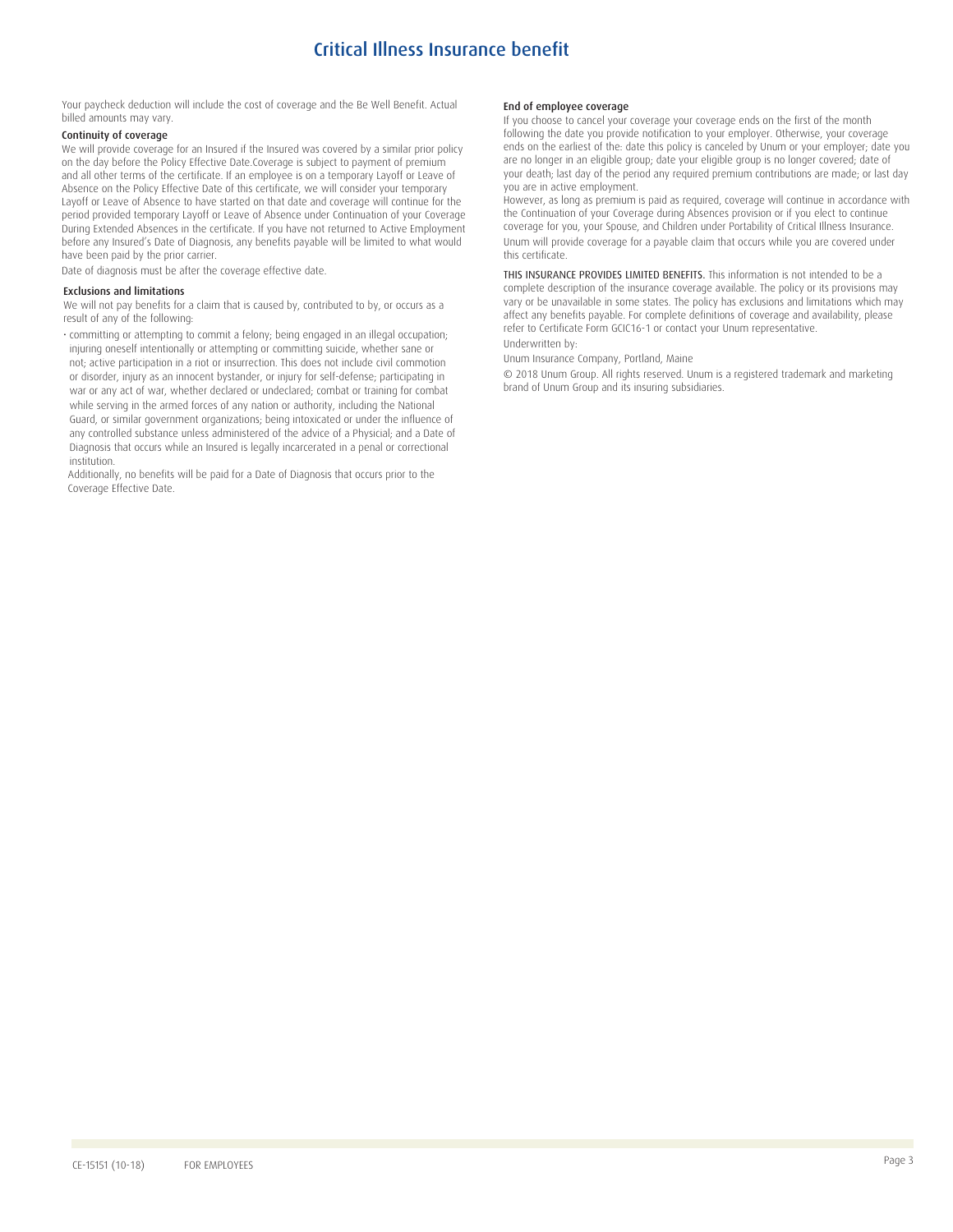# Critical Illness Insurance benefit

Your paycheck deduction will include the cost of coverage and the Be Well Benefit. Actual billed amounts may vary.

### Continuity of coverage

We will provide coverage for an Insured if the Insured was covered by a similar prior policy on the day before the Policy Effective Date.Coverage is subject to payment of premium and all other terms of the certificate. If an employee is on a temporary Layoff or Leave of Absence on the Policy Effective Date of this certificate, we will consider your temporary Layoff or Leave of Absence to have started on that date and coverage will continue for the period provided temporary Layoff or Leave of Absence under Continuation of your Coverage During Extended Absences in the certificate. If you have not returned to Active Employment before any Insured's Date of Diagnosis, any benefits payable will be limited to what would have been paid by the prior carrier.

Date of diagnosis must be after the coverage effective date.

### Exclusions and limitations

We will not pay benefits for a claim that is caused by, contributed to by, or occurs as a result of any of the following:

- committing or attempting to commit a felony; being engaged in an illegal occupation; injuring oneself intentionally or attempting or committing suicide, whether sane or not; active participation in a riot or insurrection. This does not include civil commotion or disorder, injury as an innocent bystander, or injury for self-defense; participating in war or any act of war, whether declared or undeclared; combat or training for combat while serving in the armed forces of any nation or authority, including the National Guard, or similar government organizations; being intoxicated or under the influence of any controlled substance unless administered of the advice of a Physicial; and a Date of Diagnosis that occurs while an Insured is legally incarcerated in a penal or correctional institution.

Additionally, no benefits will be paid for a Date of Diagnosis that occurs prior to the Coverage Effective Date.

### End of employee coverage

If you choose to cancel your coverage your coverage ends on the first of the month following the date you provide notification to your employer. Otherwise, your coverage ends on the earliest of the: date this policy is canceled by Unum or your employer; date you are no longer in an eligible group; date your eligible group is no longer covered; date of your death; last day of the period any required premium contributions are made; or last day you are in active employment.

However, as long as premium is paid as required, coverage will continue in accordance with the Continuation of your Coverage during Absences provision or if you elect to continue coverage for you, your Spouse, and Children under Portability of Critical Illness Insurance.

Unum will provide coverage for a payable claim that occurs while you are covered under this certificate.

THIS INSURANCE PROVIDES LIMITED BENEFITS. This information is not intended to be a complete description of the insurance coverage available. The policy or its provisions may vary or be unavailable in some states. The policy has exclusions and limitations which may affect any benefits payable. For complete definitions of coverage and availability, please refer to Certificate Form GCIC16-1 or contact your Unum representative.

Underwritten by:

Unum Insurance Company, Portland, Maine

© 2018 Unum Group. All rights reserved. Unum is a registered trademark and marketing brand of Unum Group and its insuring subsidiaries.

CE-15151 (10-18) FOR EMPLOYEES